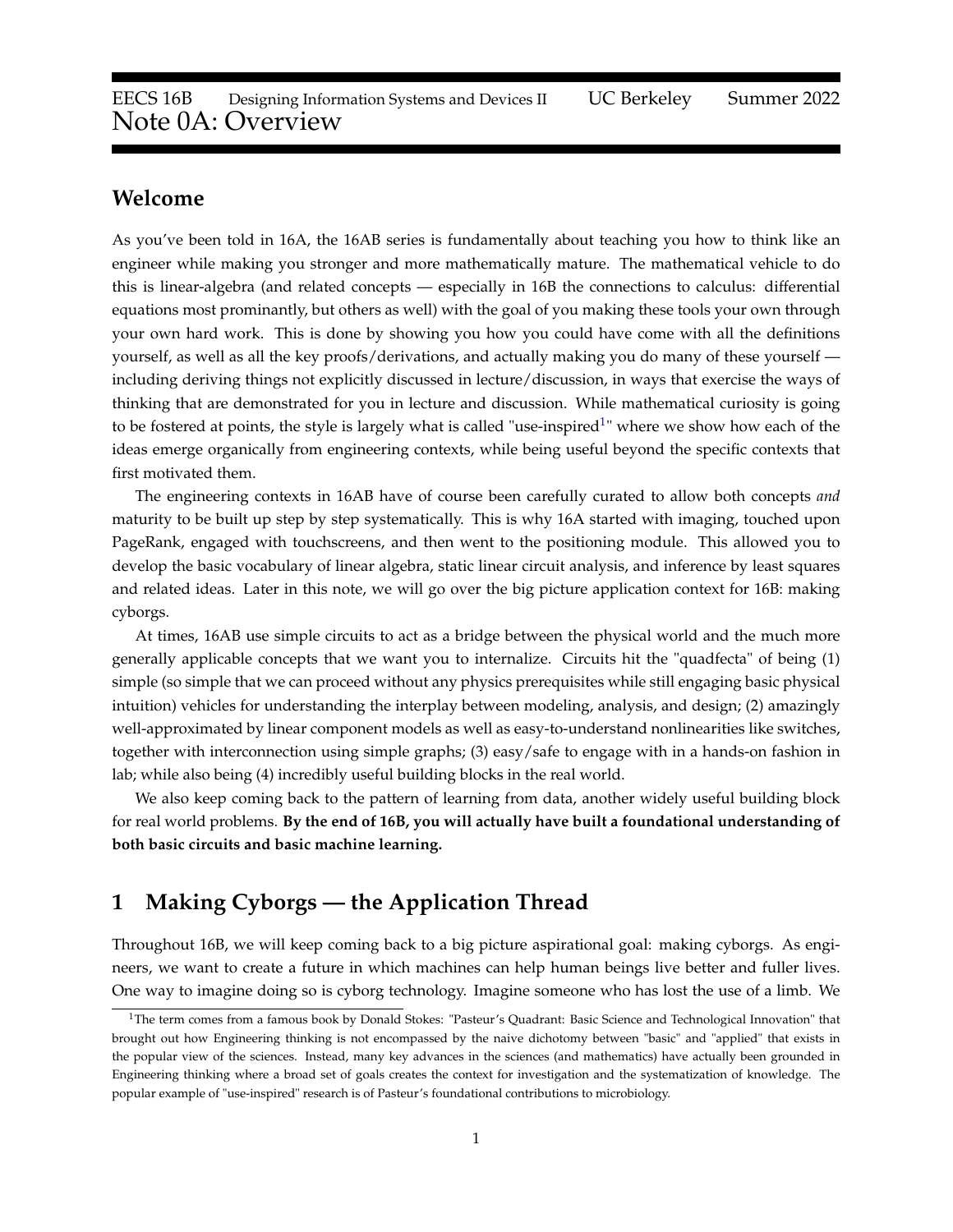# EECS 16B Designing Information Systems and Devices II UC Berkeley Summer 2022
# Note 0A: Overview

## Welcome

As you've been told in 16A, the 16AB series is fundamentally about teaching you how to think like an engineer while making you stronger and more mathematically mature. The mathematical vehicle to do this is linear-algebra (and related concepts — especially in 16B the connections to calculus: differential equations most prominantly, but others as well) with the goal of you making these tools your own through your own hard work. This is done by showing you how you could have come with all the definitions yourself, as well as all the key proofs/derivations, and actually making you do many of these yourself — including deriving things not explicitly discussed in lecture/discussion, in ways that exercise the ways of thinking that are demonstrated for you in lecture and discussion. While mathematical curiosity is going to be fostered at points, the style is largely what is called "use-inspired[1]" where we show how each of the ideas emerge organically from engineering contexts, while being useful beyond the specific contexts that first motivated them.

The engineering contexts in 16AB have of course been carefully curated to allow both concepts *and* maturity to be built up step by step systematically. This is why 16A started with imaging, touched upon PageRank, engaged with touchscreens, and then went to the positioning module. This allowed you to develop the basic vocabulary of linear algebra, static linear circuit analysis, and inference by least squares and related ideas. Later in this note, we will go over the big picture application context for 16B: making cyborgs.

At times, 16AB use simple circuits to act as a bridge between the physical world and the much more generally applicable concepts that we want you to internalize. Circuits hit the "quadfecta" of being (1) simple (so simple that we can proceed without any physics prerequisites while still engaging basic physical intuition) vehicles for understanding the interplay between modeling, analysis, and design; (2) amazingly well-approximated by linear component models as well as easy-to-understand nonlinearities like switches, together with interconnection using simple graphs; (3) easy/safe to engage with in a hands-on fashion in lab; while also being (4) incredibly useful building blocks in the real world.

We also keep coming back to the pattern of learning from data, another widely useful building block for real world problems. **By the end of 16B, you will actually have built a foundational understanding of both basic circuits and basic machine learning.**

## 1 Making Cyborgs — the Application Thread

Throughout 16B, we will keep coming back to a big picture aspirational goal: making cyborgs. As engineers, we want to create a future in which machines can help human beings live better and fuller lives. One way to imagine doing so is cyborg technology. Imagine someone who has lost the use of a limb. We

[1] The term comes from a famous book by Donald Stokes: "Pasteur's Quadrant: Basic Science and Technological Innovation" that brought out how Engineering thinking is not encompassed by the naive dichotomy between "basic" and "applied" that exists in the popular view of the sciences. Instead, many key advances in the sciences (and mathematics) have actually been grounded in Engineering thinking where a broad set of goals creates the context for investigation and the systematization of knowledge. The popular example of "use-inspired" research is of Pasteur's foundational contributions to microbiology.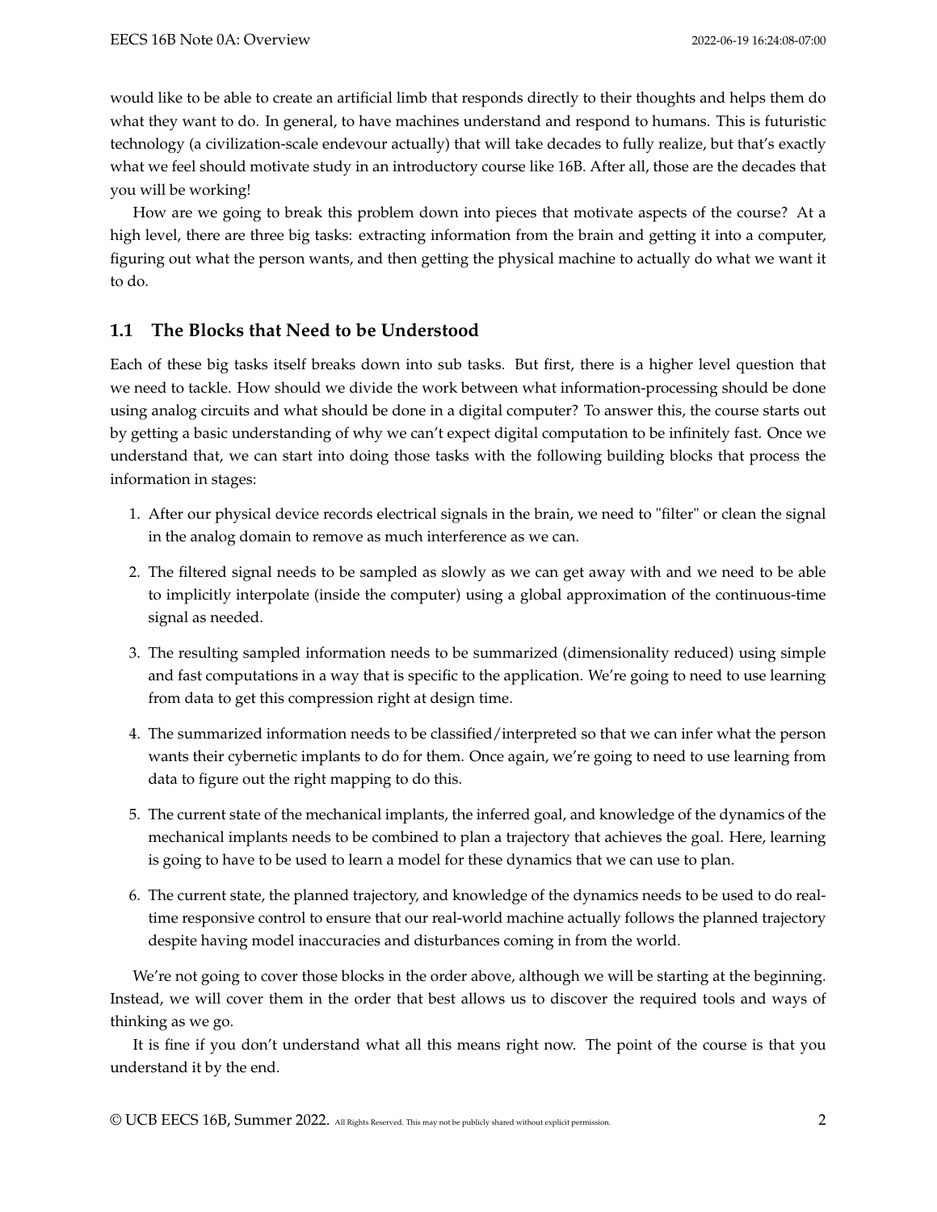would like to be able to create an artificial limb that responds directly to their thoughts and helps them do what they want to do. In general, to have machines understand and respond to humans. This is futuristic technology (a civilization-scale endevour actually) that will take decades to fully realize, but that's exactly what we feel should motivate study in an introductory course like 16B. After all, those are the decades that you will be working!

How are we going to break this problem down into pieces that motivate aspects of the course? At a high level, there are three big tasks: extracting information from the brain and getting it into a computer, figuring out what the person wants, and then getting the physical machine to actually do what we want it to do.

## 1.1 The Blocks that Need to be Understood

Each of these big tasks itself breaks down into sub tasks. But first, there is a higher level question that we need to tackle. How should we divide the work between what information-processing should be done using analog circuits and what should be done in a digital computer? To answer this, the course starts out by getting a basic understanding of why we can't expect digital computation to be infinitely fast. Once we understand that, we can start into doing those tasks with the following building blocks that process the information in stages:

1. After our physical device records electrical signals in the brain, we need to "filter" or clean the signal in the analog domain to remove as much interference as we can.
2. The filtered signal needs to be sampled as slowly as we can get away with and we need to be able to implicitly interpolate (inside the computer) using a global approximation of the continuous-time signal as needed.
3. The resulting sampled information needs to be summarized (dimensionality reduced) using simple and fast computations in a way that is specific to the application. We're going to need to use learning from data to get this compression right at design time.
4. The summarized information needs to be classified/interpreted so that we can infer what the person wants their cybernetic implants to do for them. Once again, we're going to need to use learning from data to figure out the right mapping to do this.
5. The current state of the mechanical implants, the inferred goal, and knowledge of the dynamics of the mechanical implants needs to be combined to plan a trajectory that achieves the goal. Here, learning is going to have to be used to learn a model for these dynamics that we can use to plan.
6. The current state, the planned trajectory, and knowledge of the dynamics needs to be used to do real-time responsive control to ensure that our real-world machine actually follows the planned trajectory despite having model inaccuracies and disturbances coming in from the world.

We're not going to cover those blocks in the order above, although we will be starting at the beginning. Instead, we will cover them in the order that best allows us to discover the required tools and ways of thinking as we go.

It is fine if you don't understand what all this means right now. The point of the course is that you understand it by the end.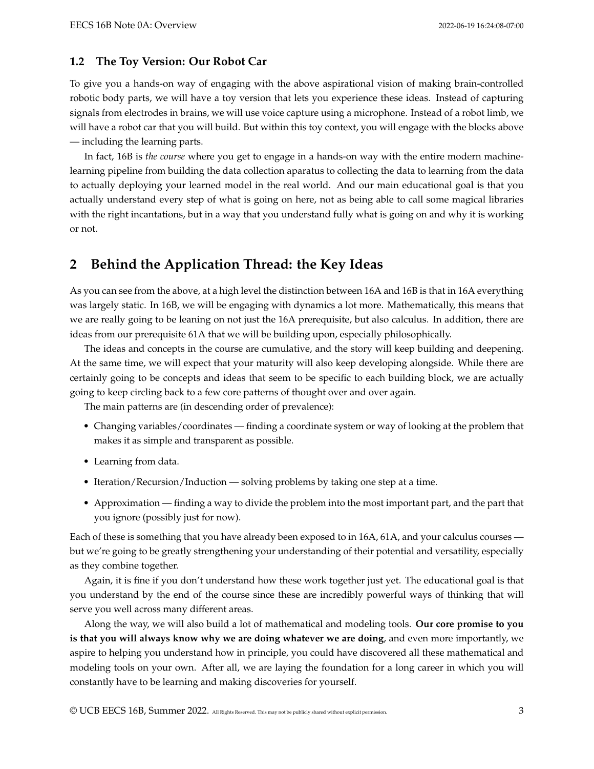### 1.2 The Toy Version: Our Robot Car

To give you a hands-on way of engaging with the above aspirational vision of making brain-controlled robotic body parts, we will have a toy version that lets you experience these ideas. Instead of capturing signals from electrodes in brains, we will use voice capture using a microphone. Instead of a robot limb, we will have a robot car that you will build. But within this toy context, you will engage with the blocks above — including the learning parts.

In fact, 16B is *the course* where you get to engage in a hands-on way with the entire modern machine-learning pipeline from building the data collection aparatus to collecting the data to learning from the data to actually deploying your learned model in the real world. And our main educational goal is that you actually understand every step of what is going on here, not as being able to call some magical libraries with the right incantations, but in a way that you understand fully what is going on and why it is working or not.

## 2 Behind the Application Thread: the Key Ideas

As you can see from the above, at a high level the distinction between 16A and 16B is that in 16A everything was largely static. In 16B, we will be engaging with dynamics a lot more. Mathematically, this means that we are really going to be leaning on not just the 16A prerequisite, but also calculus. In addition, there are ideas from our prerequisite 61A that we will be building upon, especially philosophically.

The ideas and concepts in the course are cumulative, and the story will keep building and deepening. At the same time, we will expect that your maturity will also keep developing alongside. While there are certainly going to be concepts and ideas that seem to be specific to each building block, we are actually going to keep circling back to a few core patterns of thought over and over again.

The main patterns are (in descending order of prevalence):

- Changing variables/coordinates — finding a coordinate system or way of looking at the problem that makes it as simple and transparent as possible.
- Learning from data.
- Iteration/Recursion/Induction — solving problems by taking one step at a time.
- Approximation — finding a way to divide the problem into the most important part, and the part that you ignore (possibly just for now).

Each of these is something that you have already been exposed to in 16A, 61A, and your calculus courses — but we're going to be greatly strengthening your understanding of their potential and versatility, especially as they combine together.

Again, it is fine if you don't understand how these work together just yet. The educational goal is that you understand by the end of the course since these are incredibly powerful ways of thinking that will serve you well across many different areas.

Along the way, we will also build a lot of mathematical and modeling tools. **Our core promise to you is that you will always know why we are doing whatever we are doing**, and even more importantly, we aspire to helping you understand how in principle, you could have discovered all these mathematical and modeling tools on your own. After all, we are laying the foundation for a long career in which you will constantly have to be learning and making discoveries for yourself.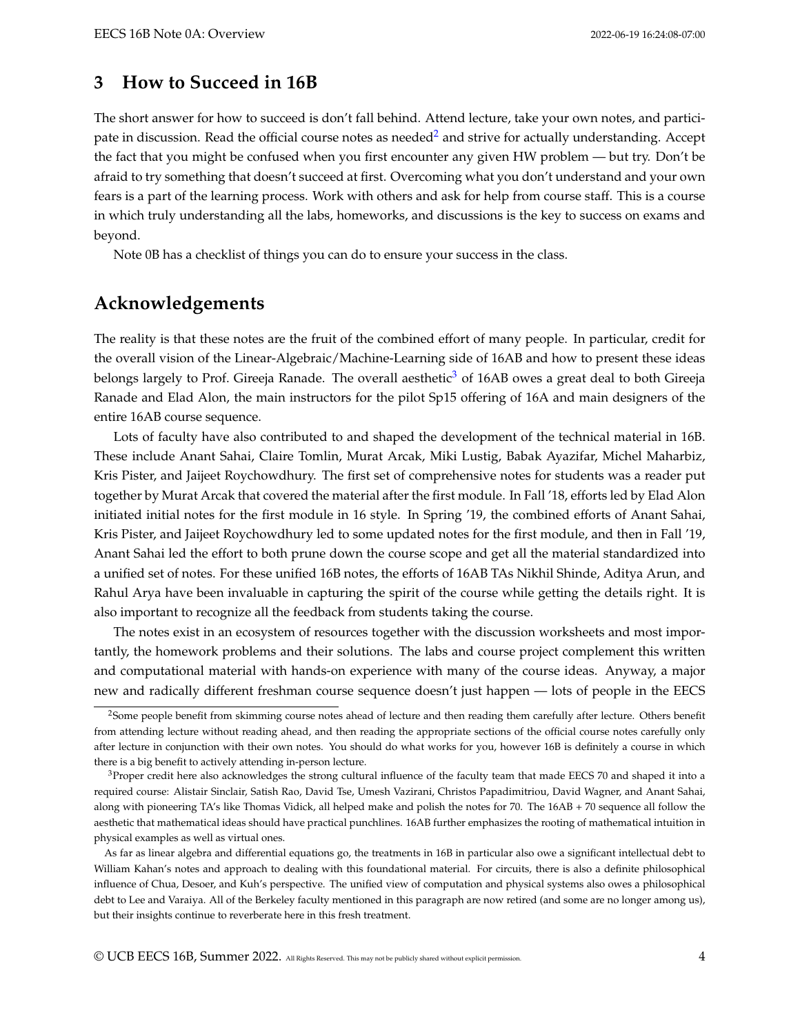## 3 How to Succeed in 16B

The short answer for how to succeed is don't fall behind. Attend lecture, take your own notes, and participate in discussion. Read the official course notes as needed[2] and strive for actually understanding. Accept the fact that you might be confused when you first encounter any given HW problem — but try. Don't be afraid to try something that doesn't succeed at first. Overcoming what you don't understand and your own fears is a part of the learning process. Work with others and ask for help from course staff. This is a course in which truly understanding all the labs, homeworks, and discussions is the key to success on exams and beyond.

Note 0B has a checklist of things you can do to ensure your success in the class.

## Acknowledgements

The reality is that these notes are the fruit of the combined effort of many people. In particular, credit for the overall vision of the Linear-Algebraic/Machine-Learning side of 16AB and how to present these ideas belongs largely to Prof. Gireeja Ranade. The overall aesthetic[3] of 16AB owes a great deal to both Gireeja Ranade and Elad Alon, the main instructors for the pilot Sp15 offering of 16A and main designers of the entire 16AB course sequence.

Lots of faculty have also contributed to and shaped the development of the technical material in 16B. These include Anant Sahai, Claire Tomlin, Murat Arcak, Miki Lustig, Babak Ayazifar, Michel Maharbiz, Kris Pister, and Jaijeet Roychowdhury. The first set of comprehensive notes for students was a reader put together by Murat Arcak that covered the material after the first module. In Fall '18, efforts led by Elad Alon initiated initial notes for the first module in 16 style. In Spring '19, the combined efforts of Anant Sahai, Kris Pister, and Jaijeet Roychowdhury led to some updated notes for the first module, and then in Fall '19, Anant Sahai led the effort to both prune down the course scope and get all the material standardized into a unified set of notes. For these unified 16B notes, the efforts of 16AB TAs Nikhil Shinde, Aditya Arun, and Rahul Arya have been invaluable in capturing the spirit of the course while getting the details right. It is also important to recognize all the feedback from students taking the course.

The notes exist in an ecosystem of resources together with the discussion worksheets and most importantly, the homework problems and their solutions. The labs and course project complement this written and computational material with hands-on experience with many of the course ideas. Anyway, a major new and radically different freshman course sequence doesn't just happen — lots of people in the EECS

---

[2] Some people benefit from skimming course notes ahead of lecture and then reading them carefully after lecture. Others benefit from attending lecture without reading ahead, and then reading the appropriate sections of the official course notes carefully only after lecture in conjunction with their own notes. You should do what works for you, however 16B is definitely a course in which there is a big benefit to actively attending in-person lecture.

[3] Proper credit here also acknowledges the strong cultural influence of the faculty team that made EECS 70 and shaped it into a required course: Alistair Sinclair, Satish Rao, David Tse, Umesh Vazirani, Christos Papadimitriou, David Wagner, and Anant Sahai, along with pioneering TA's like Thomas Vidick, all helped make and polish the notes for 70. The 16AB + 70 sequence all follow the aesthetic that mathematical ideas should have practical punchlines. 16AB further emphasizes the rooting of mathematical intuition in physical examples as well as virtual ones.

As far as linear algebra and differential equations go, the treatments in 16B in particular also owe a significant intellectual debt to William Kahan's notes and approach to dealing with this foundational material. For circuits, there is also a definite philosophical influence of Chua, Desoer, and Kuh's perspective. The unified view of computation and physical systems also owes a philosophical debt to Lee and Varaiya. All of the Berkeley faculty mentioned in this paragraph are now retired (and some are no longer among us), but their insights continue to reverberate here in this fresh treatment.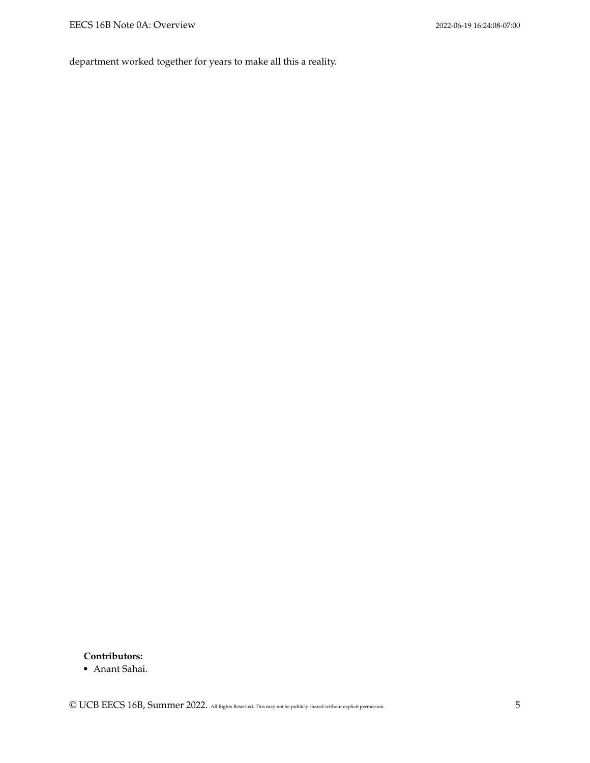department worked together for years to make all this a reality.

**Contributors:**

- Anant Sahai.